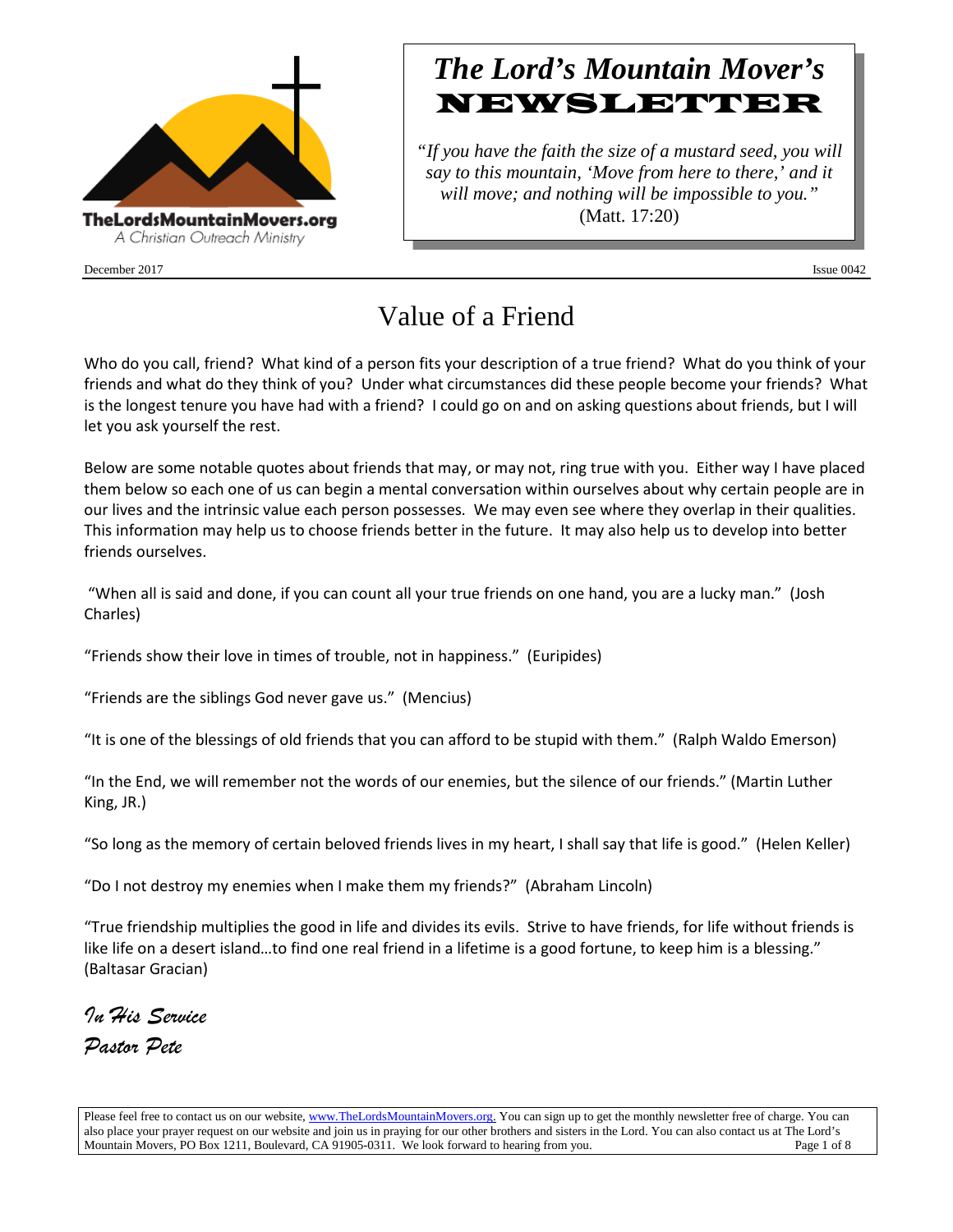TheLordsMountainMovers.org
A Christian Outreach Ministry

# *The Lord's Mountain Mover's* NEWSLETTER

*"If you have the faith the size of a mustard seed, you will say to this mountain, 'Move from here to there,' and it will move; and nothing will be impossible to you."* (Matt. 17:20)

December 2017 Issue 0042

## Value of a Friend

Who do you call, friend? What kind of a person fits your description of a true friend? What do you think of your friends and what do they think of you? Under what circumstances did these people become your friends? What is the longest tenure you have had with a friend? I could go on and on asking questions about friends, but I will let you ask yourself the rest.

Below are some notable quotes about friends that may, or may not, ring true with you. Either way I have placed them below so each one of us can begin a mental conversation within ourselves about why certain people are in our lives and the intrinsic value each person possesses. We may even see where they overlap in their qualities. This information may help us to choose friends better in the future. It may also help us to develop into better friends ourselves.

"When all is said and done, if you can count all your true friends on one hand, you are a lucky man." (Josh Charles)

"Friends show their love in times of trouble, not in happiness." (Euripides)

"Friends are the siblings God never gave us." (Mencius)

"It is one of the blessings of old friends that you can afford to be stupid with them." (Ralph Waldo Emerson)

"In the End, we will remember not the words of our enemies, but the silence of our friends." (Martin Luther King, JR.)

"So long as the memory of certain beloved friends lives in my heart, I shall say that life is good." (Helen Keller)

"Do I not destroy my enemies when I make them my friends?" (Abraham Lincoln)

"True friendship multiplies the good in life and divides its evils. Strive to have friends, for life without friends is like life on a desert island…to find one real friend in a lifetime is a good fortune, to keep him is a blessing." (Baltasar Gracian)

*In His Service*
*Pastor Pete*

Please feel free to contact us on our website, www.TheLordsMountainMovers.org. You can sign up to get the monthly newsletter free of charge. You can also place your prayer request on our website and join us in praying for our other brothers and sisters in the Lord. You can also contact us at The Lord's Mountain Movers, PO Box 1211, Boulevard, CA 91905-0311. We look forward to hearing from you.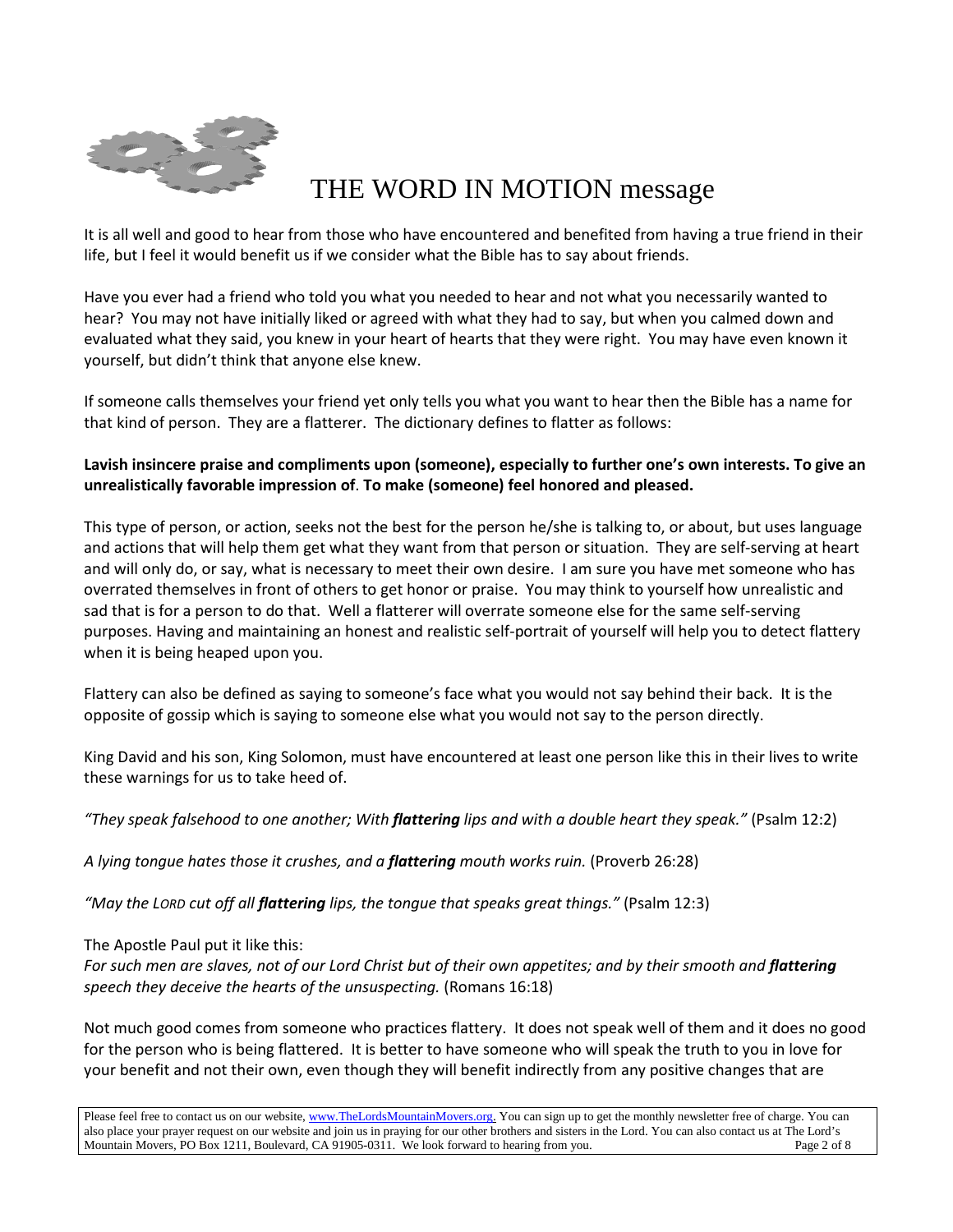# THE WORD IN MOTION message

It is all well and good to hear from those who have encountered and benefited from having a true friend in their life, but I feel it would benefit us if we consider what the Bible has to say about friends.

Have you ever had a friend who told you what you needed to hear and not what you necessarily wanted to hear? You may not have initially liked or agreed with what they had to say, but when you calmed down and evaluated what they said, you knew in your heart of hearts that they were right. You may have even known it yourself, but didn't think that anyone else knew.

If someone calls themselves your friend yet only tells you what you want to hear then the Bible has a name for that kind of person. They are a flatterer. The dictionary defines to flatter as follows:

**Lavish insincere praise and compliments upon (someone), especially to further one's own interests. To give an unrealistically favorable impression of. To make (someone) feel honored and pleased.**

This type of person, or action, seeks not the best for the person he/she is talking to, or about, but uses language and actions that will help them get what they want from that person or situation. They are self-serving at heart and will only do, or say, what is necessary to meet their own desire. I am sure you have met someone who has overrated themselves in front of others to get honor or praise. You may think to yourself how unrealistic and sad that is for a person to do that. Well a flatterer will overrate someone else for the same self-serving purposes. Having and maintaining an honest and realistic self-portrait of yourself will help you to detect flattery when it is being heaped upon you.

Flattery can also be defined as saying to someone's face what you would not say behind their back. It is the opposite of gossip which is saying to someone else what you would not say to the person directly.

King David and his son, King Solomon, must have encountered at least one person like this in their lives to write these warnings for us to take heed of.

*"They speak falsehood to one another; With **flattering** lips and with a double heart they speak."* (Psalm 12:2)

*A lying tongue hates those it crushes, and a **flattering** mouth works ruin.* (Proverb 26:28)

*"May the LORD cut off all **flattering** lips, the tongue that speaks great things."* (Psalm 12:3)

The Apostle Paul put it like this:
*For such men are slaves, not of our Lord Christ but of their own appetites; and by their smooth and **flattering** speech they deceive the hearts of the unsuspecting.* (Romans 16:18)

Not much good comes from someone who practices flattery. It does not speak well of them and it does no good for the person who is being flattered. It is better to have someone who will speak the truth to you in love for your benefit and not their own, even though they will benefit indirectly from any positive changes that are

Please feel free to contact us on our website, www.TheLordsMountainMovers.org. You can sign up to get the monthly newsletter free of charge. You can also place your prayer request on our website and join us in praying for our other brothers and sisters in the Lord. You can also contact us at The Lord's Mountain Movers, PO Box 1211, Boulevard, CA 91905-0311. We look forward to hearing from you.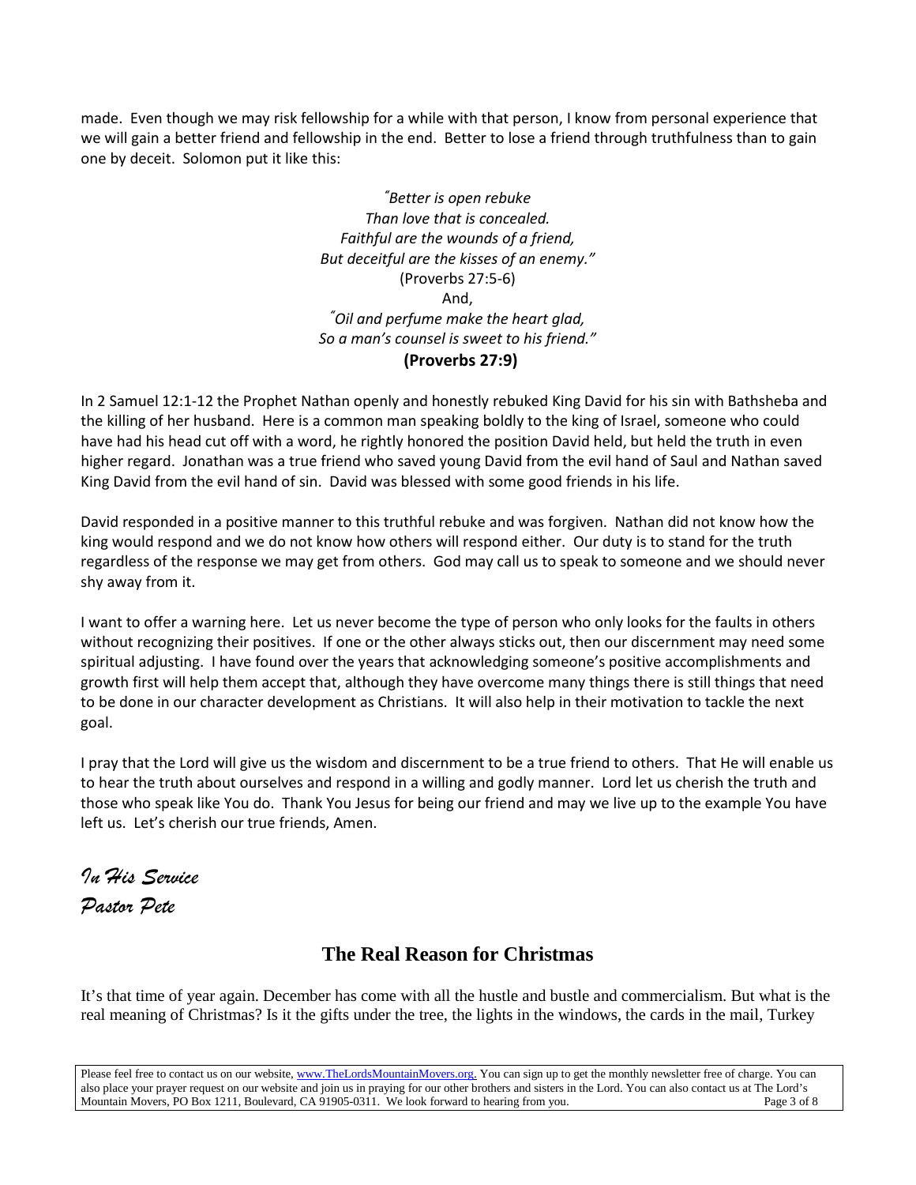made. Even though we may risk fellowship for a while with that person, I know from personal experience that we will gain a better friend and fellowship in the end. Better to lose a friend through truthfulness than to gain one by deceit. Solomon put it like this:

*"Better is open rebuke*
*Than love that is concealed.*
*Faithful are the wounds of a friend,*
*But deceitful are the kisses of an enemy."*
(Proverbs 27:5-6)
And,
*"Oil and perfume make the heart glad,*
*So a man's counsel is sweet to his friend."*
**(Proverbs 27:9)**

In 2 Samuel 12:1-12 the Prophet Nathan openly and honestly rebuked King David for his sin with Bathsheba and the killing of her husband. Here is a common man speaking boldly to the king of Israel, someone who could have had his head cut off with a word, he rightly honored the position David held, but held the truth in even higher regard. Jonathan was a true friend who saved young David from the evil hand of Saul and Nathan saved King David from the evil hand of sin. David was blessed with some good friends in his life.

David responded in a positive manner to this truthful rebuke and was forgiven. Nathan did not know how the king would respond and we do not know how others will respond either. Our duty is to stand for the truth regardless of the response we may get from others. God may call us to speak to someone and we should never shy away from it.

I want to offer a warning here. Let us never become the type of person who only looks for the faults in others without recognizing their positives. If one or the other always sticks out, then our discernment may need some spiritual adjusting. I have found over the years that acknowledging someone's positive accomplishments and growth first will help them accept that, although they have overcome many things there is still things that need to be done in our character development as Christians. It will also help in their motivation to tackle the next goal.

I pray that the Lord will give us the wisdom and discernment to be a true friend to others. That He will enable us to hear the truth about ourselves and respond in a willing and godly manner. Lord let us cherish the truth and those who speak like You do. Thank You Jesus for being our friend and may we live up to the example You have left us. Let's cherish our true friends, Amen.

*In His Service*
*Pastor Pete*

## The Real Reason for Christmas

It's that time of year again. December has come with all the hustle and bustle and commercialism. But what is the real meaning of Christmas? Is it the gifts under the tree, the lights in the windows, the cards in the mail, Turkey

Please feel free to contact us on our website, www.TheLordsMountainMovers.org. You can sign up to get the monthly newsletter free of charge. You can also place your prayer request on our website and join us in praying for our other brothers and sisters in the Lord. You can also contact us at The Lord's Mountain Movers, PO Box 1211, Boulevard, CA 91905-0311. We look forward to hearing from you.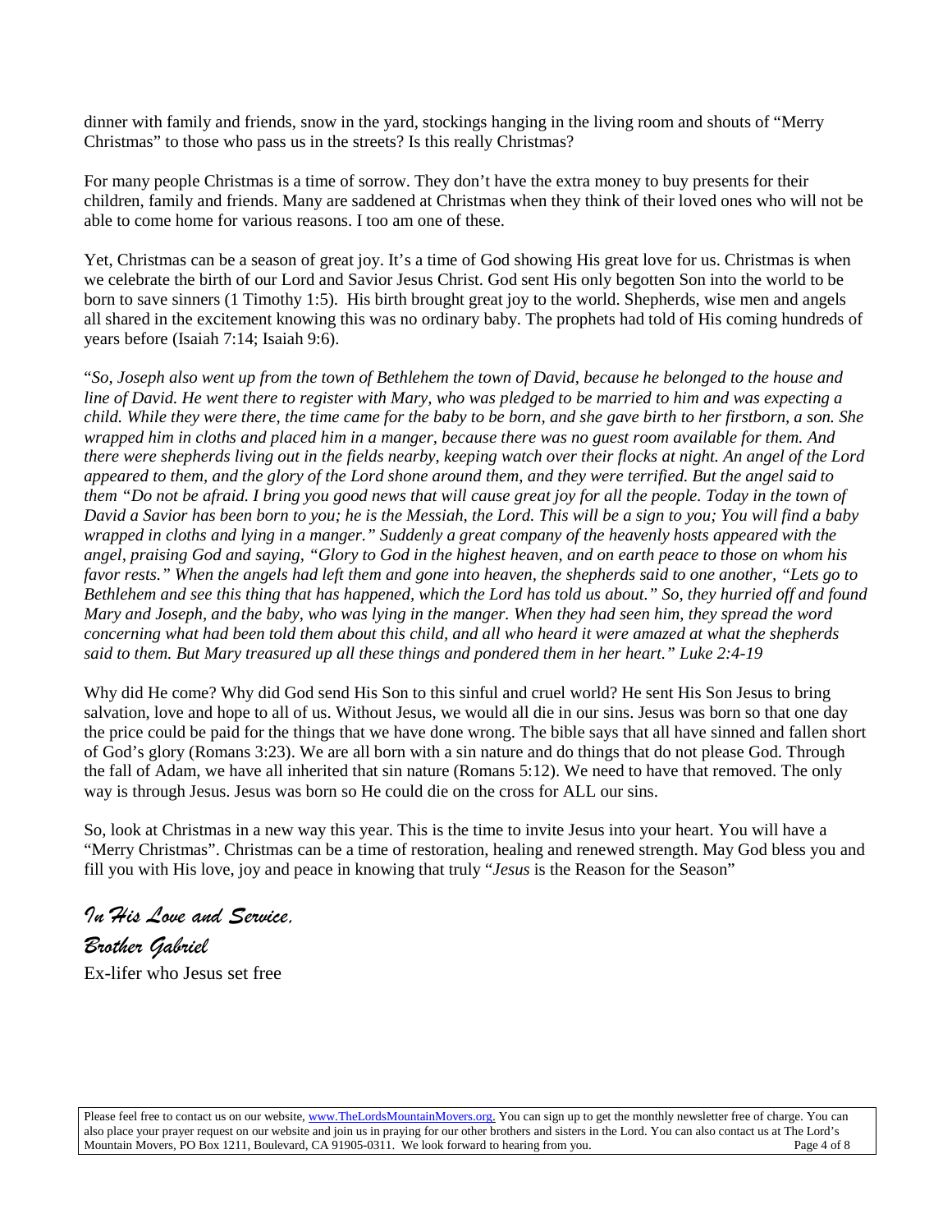dinner with family and friends, snow in the yard, stockings hanging in the living room and shouts of "Merry Christmas" to those who pass us in the streets? Is this really Christmas?

For many people Christmas is a time of sorrow. They don't have the extra money to buy presents for their children, family and friends. Many are saddened at Christmas when they think of their loved ones who will not be able to come home for various reasons. I too am one of these.

Yet, Christmas can be a season of great joy. It's a time of God showing His great love for us. Christmas is when we celebrate the birth of our Lord and Savior Jesus Christ. God sent His only begotten Son into the world to be born to save sinners (1 Timothy 1:5). His birth brought great joy to the world. Shepherds, wise men and angels all shared in the excitement knowing this was no ordinary baby. The prophets had told of His coming hundreds of years before (Isaiah 7:14; Isaiah 9:6).

"*So, Joseph also went up from the town of Bethlehem the town of David, because he belonged to the house and line of David. He went there to register with Mary, who was pledged to be married to him and was expecting a child. While they were there, the time came for the baby to be born, and she gave birth to her firstborn, a son. She wrapped him in cloths and placed him in a manger, because there was no guest room available for them. And there were shepherds living out in the fields nearby, keeping watch over their flocks at night. An angel of the Lord appeared to them, and the glory of the Lord shone around them, and they were terrified. But the angel said to them "Do not be afraid. I bring you good news that will cause great joy for all the people. Today in the town of David a Savior has been born to you; he is the Messiah, the Lord. This will be a sign to you; You will find a baby wrapped in cloths and lying in a manger." Suddenly a great company of the heavenly hosts appeared with the angel, praising God and saying, "Glory to God in the highest heaven, and on earth peace to those on whom his favor rests." When the angels had left them and gone into heaven, the shepherds said to one another, "Lets go to Bethlehem and see this thing that has happened, which the Lord has told us about." So, they hurried off and found Mary and Joseph, and the baby, who was lying in the manger. When they had seen him, they spread the word concerning what had been told them about this child, and all who heard it were amazed at what the shepherds said to them. But Mary treasured up all these things and pondered them in her heart." Luke 2:4-19*

Why did He come? Why did God send His Son to this sinful and cruel world? He sent His Son Jesus to bring salvation, love and hope to all of us. Without Jesus, we would all die in our sins. Jesus was born so that one day the price could be paid for the things that we have done wrong. The bible says that all have sinned and fallen short of God's glory (Romans 3:23). We are all born with a sin nature and do things that do not please God. Through the fall of Adam, we have all inherited that sin nature (Romans 5:12). We need to have that removed. The only way is through Jesus. Jesus was born so He could die on the cross for ALL our sins.

So, look at Christmas in a new way this year. This is the time to invite Jesus into your heart. You will have a "Merry Christmas". Christmas can be a time of restoration, healing and renewed strength. May God bless you and fill you with His love, joy and peace in knowing that truly "*Jesus* is the Reason for the Season"

*In His Love and Service,*

*Brother Gabriel*

Ex-lifer who Jesus set free

Please feel free to contact us on our website, www.TheLordsMountainMovers.org. You can sign up to get the monthly newsletter free of charge. You can also place your prayer request on our website and join us in praying for our other brothers and sisters in the Lord. You can also contact us at The Lord's Mountain Movers, PO Box 1211, Boulevard, CA 91905-0311. We look forward to hearing from you.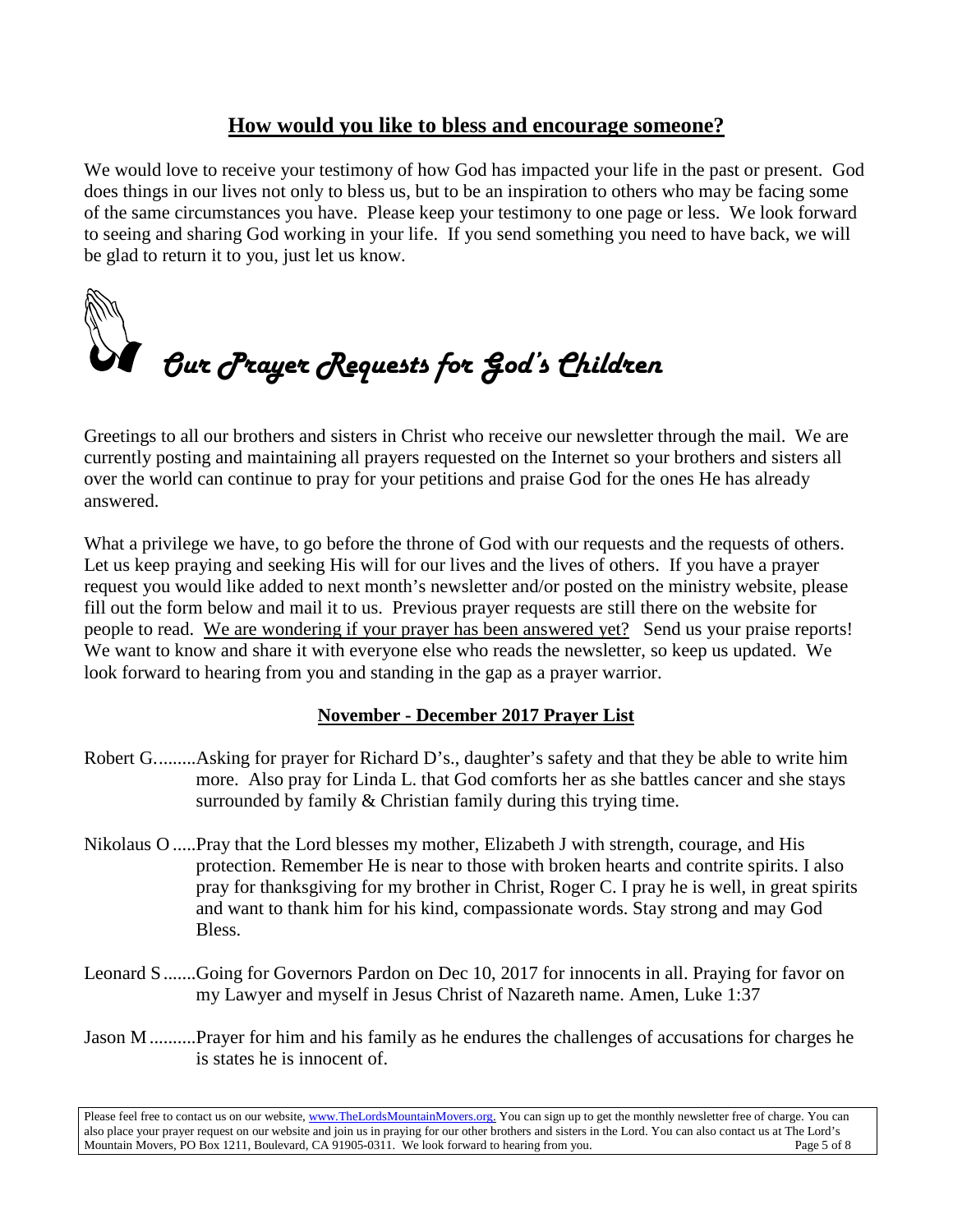## How would you like to bless and encourage someone?

We would love to receive your testimony of how God has impacted your life in the past or present. God does things in our lives not only to bless us, but to be an inspiration to others who may be facing some of the same circumstances you have. Please keep your testimony to one page or less. We look forward to seeing and sharing God working in your life. If you send something you need to have back, we will be glad to return it to you, just let us know.

# *Our Prayer Requests for God's Children*

Greetings to all our brothers and sisters in Christ who receive our newsletter through the mail. We are currently posting and maintaining all prayers requested on the Internet so your brothers and sisters all over the world can continue to pray for your petitions and praise God for the ones He has already answered.

What a privilege we have, to go before the throne of God with our requests and the requests of others. Let us keep praying and seeking His will for our lives and the lives of others. If you have a prayer request you would like added to next month's newsletter and/or posted on the ministry website, please fill out the form below and mail it to us. Previous prayer requests are still there on the website for people to read. We are wondering if your prayer has been answered yet? Send us your praise reports! We want to know and share it with everyone else who reads the newsletter, so keep us updated. We look forward to hearing from you and standing in the gap as a prayer warrior.

### November - December 2017 Prayer List

Robert G.........Asking for prayer for Richard D's., daughter's safety and that they be able to write him more. Also pray for Linda L. that God comforts her as she battles cancer and she stays surrounded by family & Christian family during this trying time.

Nikolaus O .....Pray that the Lord blesses my mother, Elizabeth J with strength, courage, and His protection. Remember He is near to those with broken hearts and contrite spirits. I also pray for thanksgiving for my brother in Christ, Roger C. I pray he is well, in great spirits and want to thank him for his kind, compassionate words. Stay strong and may God Bless.

Leonard S .......Going for Governors Pardon on Dec 10, 2017 for innocents in all. Praying for favor on my Lawyer and myself in Jesus Christ of Nazareth name. Amen, Luke 1:37

Jason M ..........Prayer for him and his family as he endures the challenges of accusations for charges he is states he is innocent of.

Please feel free to contact us on our website, www.TheLordsMountainMovers.org. You can sign up to get the monthly newsletter free of charge. You can also place your prayer request on our website and join us in praying for our other brothers and sisters in the Lord. You can also contact us at The Lord's Mountain Movers, PO Box 1211, Boulevard, CA 91905-0311. We look forward to hearing from you.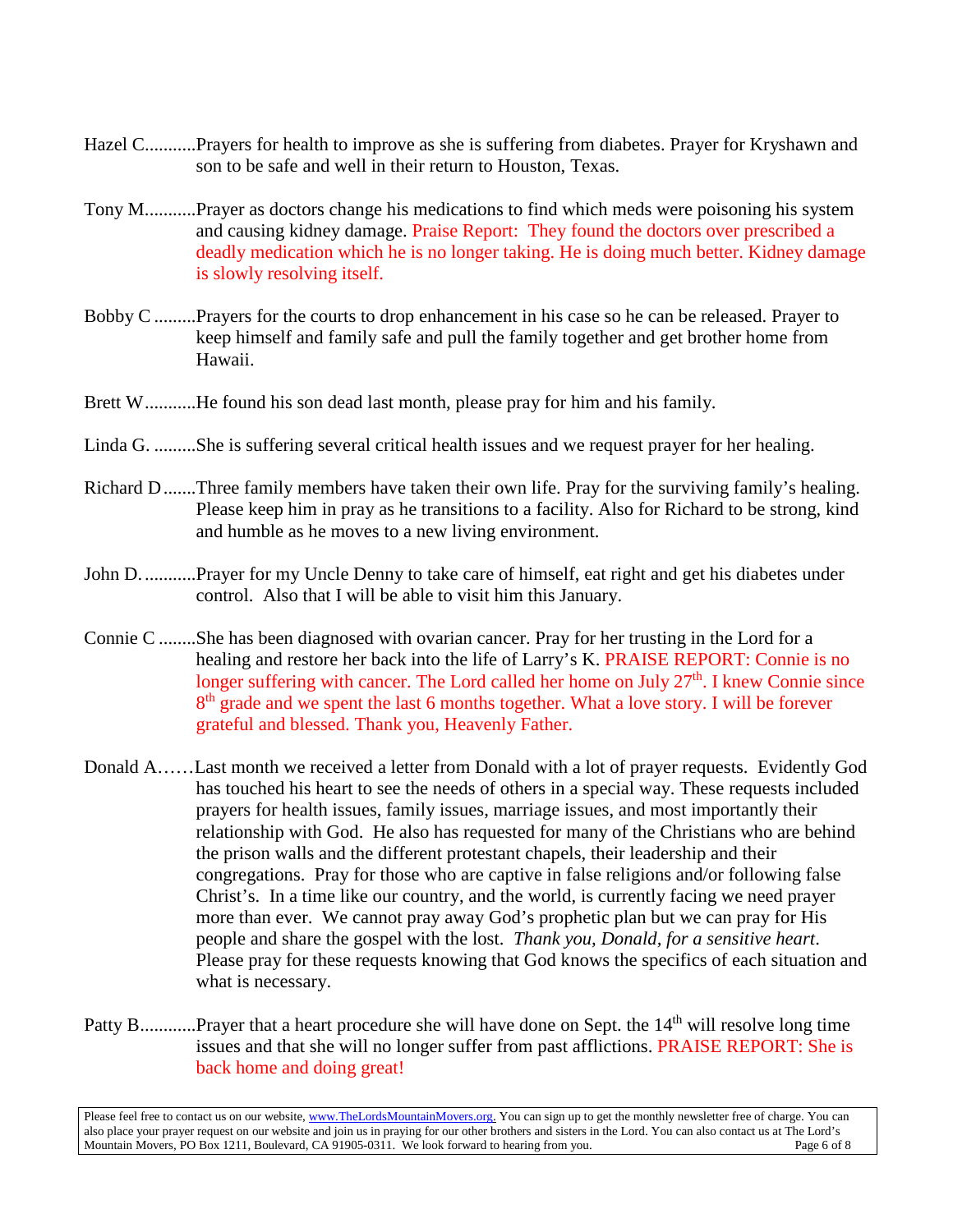Hazel C...........Prayers for health to improve as she is suffering from diabetes. Prayer for Kryshawn and son to be safe and well in their return to Houston, Texas.

Tony M...........Prayer as doctors change his medications to find which meds were poisoning his system and causing kidney damage. Praise Report: They found the doctors over prescribed a deadly medication which he is no longer taking. He is doing much better. Kidney damage is slowly resolving itself.

Bobby C .........Prayers for the courts to drop enhancement in his case so he can be released. Prayer to keep himself and family safe and pull the family together and get brother home from Hawaii.

Brett W...........He found his son dead last month, please pray for him and his family.

Linda G. .........She is suffering several critical health issues and we request prayer for her healing.

Richard D.......Three family members have taken their own life. Pray for the surviving family's healing. Please keep him in pray as he transitions to a facility. Also for Richard to be strong, kind and humble as he moves to a new living environment.

John D. ...........Prayer for my Uncle Denny to take care of himself, eat right and get his diabetes under control. Also that I will be able to visit him this January.

Connie C ........She has been diagnosed with ovarian cancer. Pray for her trusting in the Lord for a healing and restore her back into the life of Larry's K. PRAISE REPORT: Connie is no longer suffering with cancer. The Lord called her home on July 27th. I knew Connie since 8th grade and we spent the last 6 months together. What a love story. I will be forever grateful and blessed. Thank you, Heavenly Father.

Donald A……Last month we received a letter from Donald with a lot of prayer requests. Evidently God has touched his heart to see the needs of others in a special way. These requests included prayers for health issues, family issues, marriage issues, and most importantly their relationship with God. He also has requested for many of the Christians who are behind the prison walls and the different protestant chapels, their leadership and their congregations. Pray for those who are captive in false religions and/or following false Christ's. In a time like our country, and the world, is currently facing we need prayer more than ever. We cannot pray away God's prophetic plan but we can pray for His people and share the gospel with the lost. *Thank you, Donald, for a sensitive heart*. Please pray for these requests knowing that God knows the specifics of each situation and what is necessary.

Patty B............Prayer that a heart procedure she will have done on Sept. the 14th will resolve long time issues and that she will no longer suffer from past afflictions. PRAISE REPORT: She is back home and doing great!

Please feel free to contact us on our website, www.TheLordsMountainMovers.org. You can sign up to get the monthly newsletter free of charge. You can also place your prayer request on our website and join us in praying for our other brothers and sisters in the Lord. You can also contact us at The Lord's Mountain Movers, PO Box 1211, Boulevard, CA 91905-0311. We look forward to hearing from you.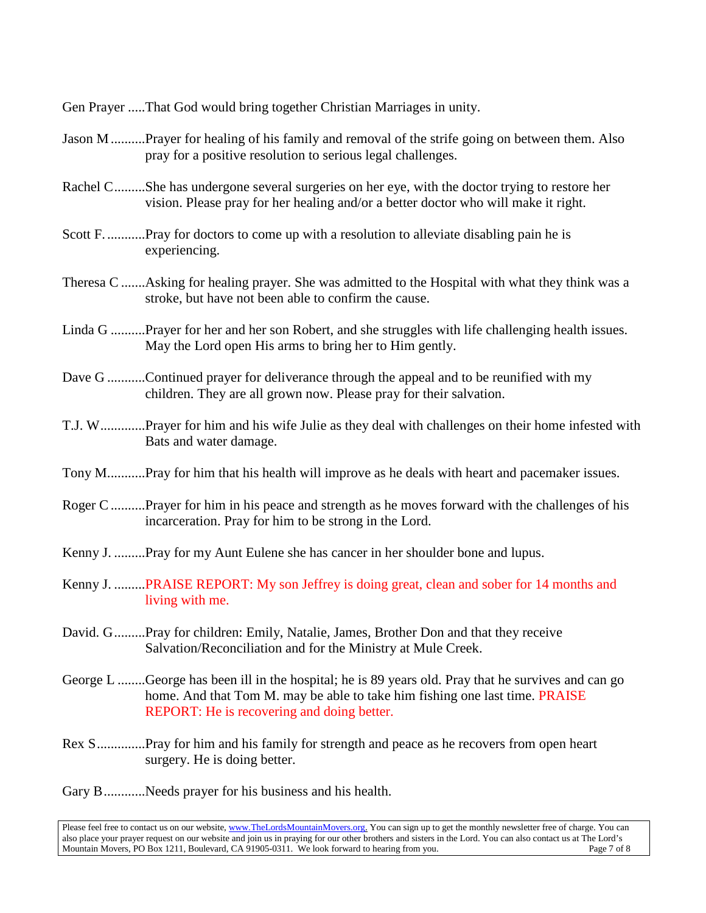Gen Prayer .....That God would bring together Christian Marriages in unity.

Jason M ..........Prayer for healing of his family and removal of the strife going on between them. Also pray for a positive resolution to serious legal challenges.

Rachel C.........She has undergone several surgeries on her eye, with the doctor trying to restore her vision. Please pray for her healing and/or a better doctor who will make it right.

Scott F. ...........Pray for doctors to come up with a resolution to alleviate disabling pain he is experiencing.

Theresa C .......Asking for healing prayer. She was admitted to the Hospital with what they think was a stroke, but have not been able to confirm the cause.

Linda G ..........Prayer for her and her son Robert, and she struggles with life challenging health issues. May the Lord open His arms to bring her to Him gently.

Dave G ...........Continued prayer for deliverance through the appeal and to be reunified with my children. They are all grown now. Please pray for their salvation.

T.J. W.............Prayer for him and his wife Julie as they deal with challenges on their home infested with Bats and water damage.

Tony M...........Pray for him that his health will improve as he deals with heart and pacemaker issues.

Roger C ..........Prayer for him in his peace and strength as he moves forward with the challenges of his incarceration. Pray for him to be strong in the Lord.

Kenny J. .........Pray for my Aunt Eulene she has cancer in her shoulder bone and lupus.

Kenny J. .........PRAISE REPORT: My son Jeffrey is doing great, clean and sober for 14 months and living with me.

David. G.........Pray for children: Emily, Natalie, James, Brother Don and that they receive Salvation/Reconciliation and for the Ministry at Mule Creek.

George L ........George has been ill in the hospital; he is 89 years old. Pray that he survives and can go home. And that Tom M. may be able to take him fishing one last time. PRAISE REPORT: He is recovering and doing better.

Rex S..............Pray for him and his family for strength and peace as he recovers from open heart surgery. He is doing better.

Gary B............Needs prayer for his business and his health.

Please feel free to contact us on our website, www.TheLordsMountainMovers.org. You can sign up to get the monthly newsletter free of charge. You can also place your prayer request on our website and join us in praying for our other brothers and sisters in the Lord. You can also contact us at The Lord's Mountain Movers, PO Box 1211, Boulevard, CA 91905-0311. We look forward to hearing from you.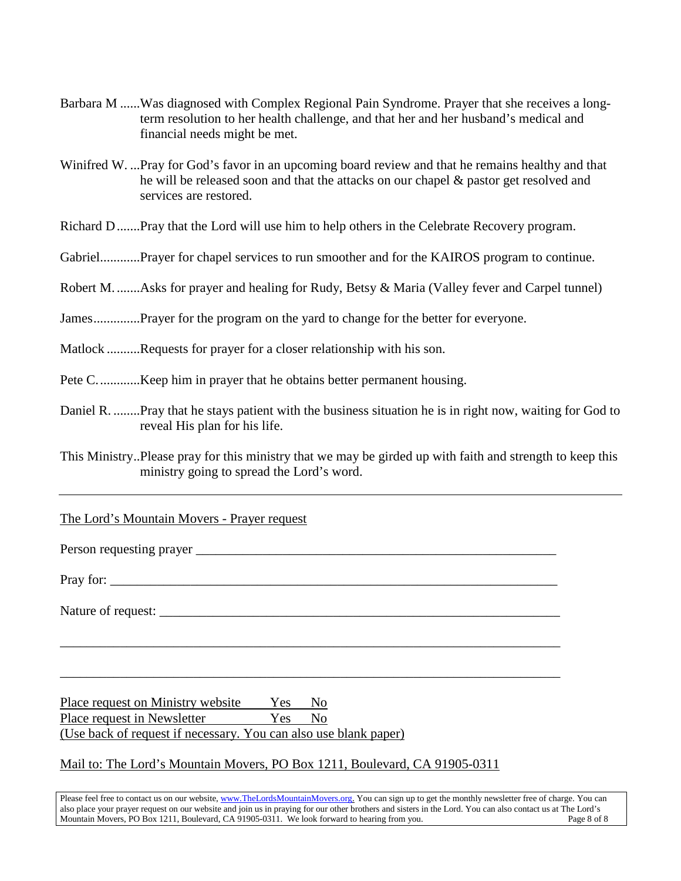Barbara M ......Was diagnosed with Complex Regional Pain Syndrome. Prayer that she receives a long-term resolution to her health challenge, and that her and her husband's medical and financial needs might be met.

Winifred W. ...Pray for God's favor in an upcoming board review and that he remains healthy and that he will be released soon and that the attacks on our chapel & pastor get resolved and services are restored.

Richard D.......Pray that the Lord will use him to help others in the Celebrate Recovery program.

Gabriel............Prayer for chapel services to run smoother and for the KAIROS program to continue.

Robert M. .......Asks for prayer and healing for Rudy, Betsy & Maria (Valley fever and Carpel tunnel)

James.............Prayer for the program on the yard to change for the better for everyone.

Matlock ..........Requests for prayer for a closer relationship with his son.

Pete C. ...........Keep him in prayer that he obtains better permanent housing.

Daniel R. ........Pray that he stays patient with the business situation he is in right now, waiting for God to reveal His plan for his life.

This Ministry..Please pray for this ministry that we may be girded up with faith and strength to keep this ministry going to spread the Lord's word.

---

The Lord's Mountain Movers - Prayer request

Person requesting prayer ________________________________________________________

Pray for: _____________________________________________________________________

Nature of request: ______________________________________________________________

_______________________________________________________________________________

_______________________________________________________________________________

Place request on Ministry website Yes No

Place request in Newsletter Yes No

(Use back of request if necessary. You can also use blank paper)

Mail to: The Lord's Mountain Movers, PO Box 1211, Boulevard, CA 91905-0311

Please feel free to contact us on our website, www.TheLordsMountainMovers.org. You can sign up to get the monthly newsletter free of charge. You can also place your prayer request on our website and join us in praying for our other brothers and sisters in the Lord. You can also contact us at The Lord's Mountain Movers, PO Box 1211, Boulevard, CA 91905-0311. We look forward to hearing from you.